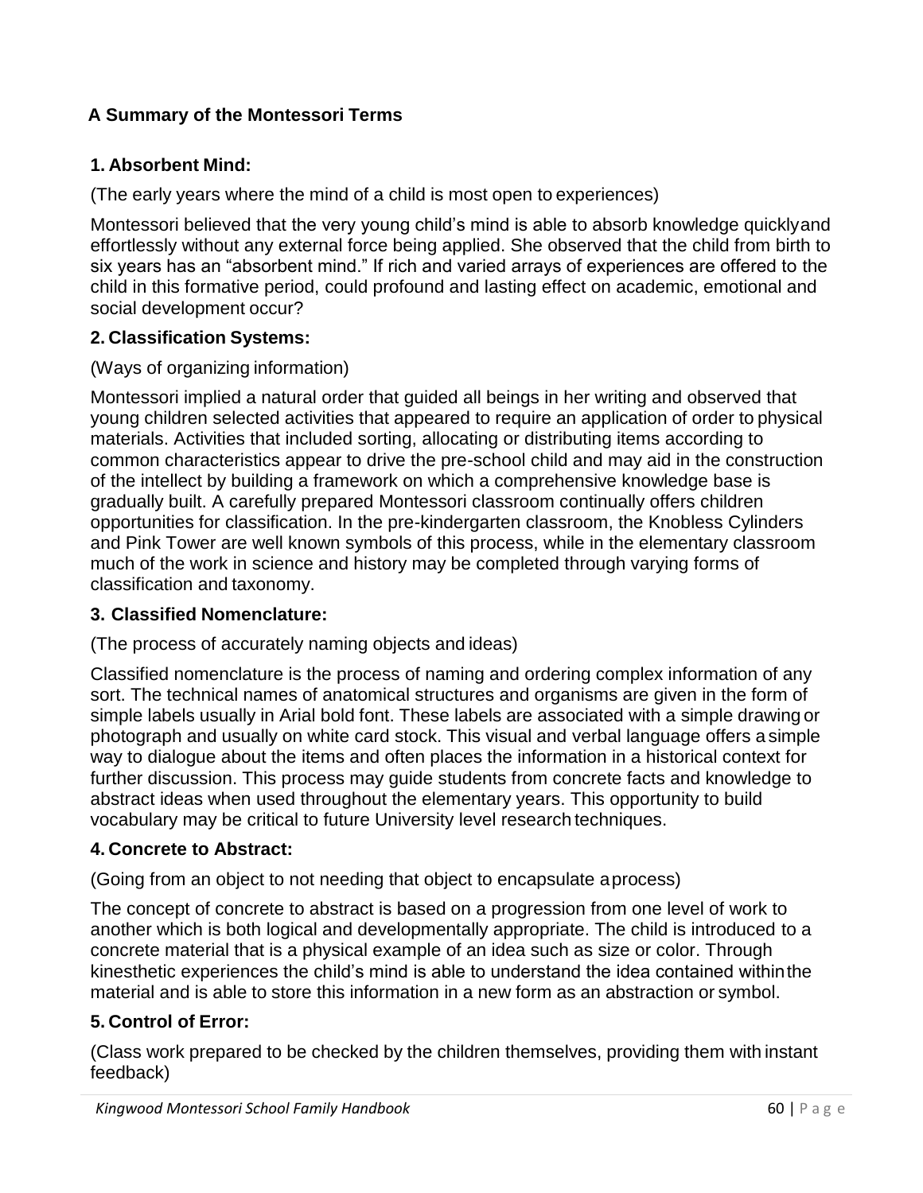## A Summary of the Montessori Terms

### 1. Absorbent Mind:

(The early years where the mind of a child is most open to experiences)

Montessori believed that the very young child's mind is able to absorb knowledge quickly and effortlessly without any external force being applied. She observed that the child from birth to six years has an "absorbent mind." If rich and varied arrays of experiences are offered to the child in this formative period, could profound and lasting effect on academic, emotional and social development occur?

### 2. Classification Systems:

(Ways of organizing information)

Montessori implied a natural order that guided all beings in her writing and observed that young children selected activities that appeared to require an application of order to physical materials. Activities that included sorting, allocating or distributing items according to common characteristics appear to drive the pre-school child and may aid in the construction of the intellect by building a framework on which a comprehensive knowledge base is gradually built. A carefully prepared Montessori classroom continually offers children opportunities for classification. In the pre-kindergarten classroom, the Knobless Cylinders and Pink Tower are well known symbols of this process, while in the elementary classroom much of the work in science and history may be completed through varying forms of classification and taxonomy.

### 3. Classified Nomenclature:

(The process of accurately naming objects and ideas)

Classified nomenclature is the process of naming and ordering complex information of any sort. The technical names of anatomical structures and organisms are given in the form of simple labels usually in Arial bold font. These labels are associated with a simple drawing or photograph and usually on white card stock. This visual and verbal language offers a simple way to dialogue about the items and often places the information in a historical context for further discussion. This process may guide students from concrete facts and knowledge to abstract ideas when used throughout the elementary years. This opportunity to build vocabulary may be critical to future University level research techniques.

### 4. Concrete to Abstract:

(Going from an object to not needing that object to encapsulate a process)

The concept of concrete to abstract is based on a progression from one level of work to another which is both logical and developmentally appropriate. The child is introduced to a concrete material that is a physical example of an idea such as size or color. Through kinesthetic experiences the child's mind is able to understand the idea contained within the material and is able to store this information in a new form as an abstraction or symbol.

### 5. Control of Error:

(Class work prepared to be checked by the children themselves, providing them with instant feedback)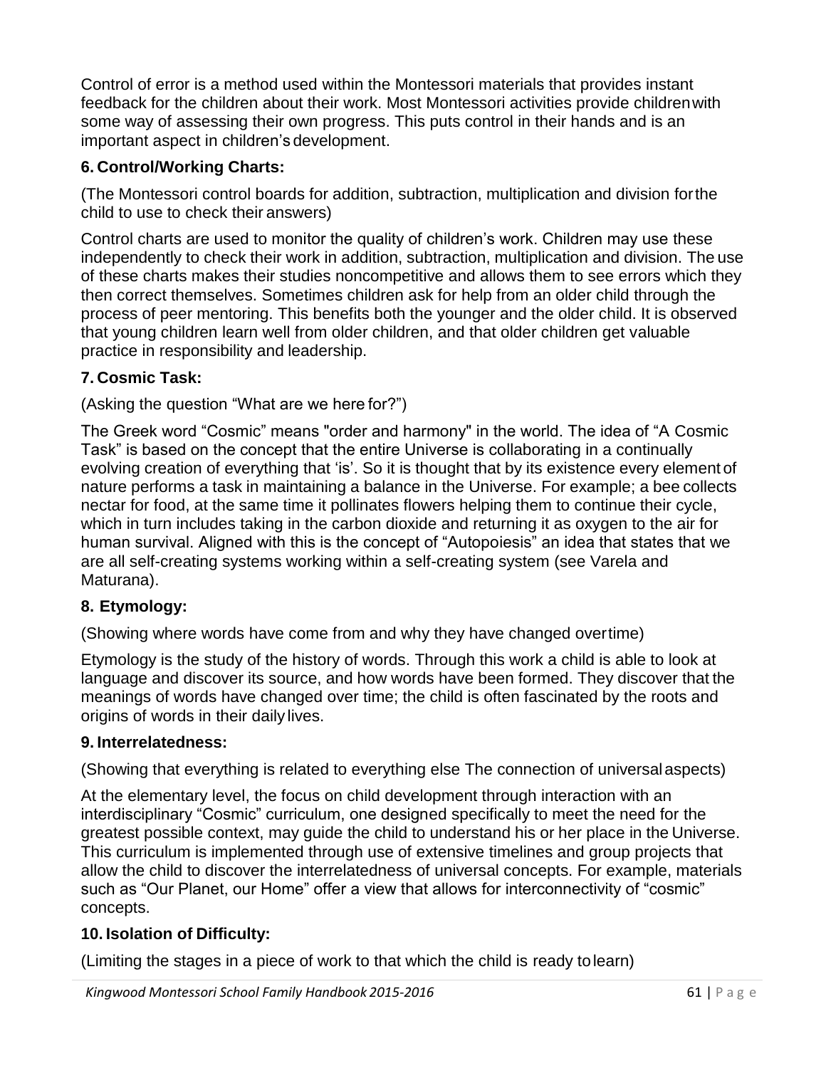Control of error is a method used within the Montessori materials that provides instant feedback for the children about their work. Most Montessori activities provide children with some way of assessing their own progress. This puts control in their hands and is an important aspect in children's development.

### 6. Control/Working Charts:

(The Montessori control boards for addition, subtraction, multiplication and division for the child to use to check their answers)

Control charts are used to monitor the quality of children's work. Children may use these independently to check their work in addition, subtraction, multiplication and division. The use of these charts makes their studies noncompetitive and allows them to see errors which they then correct themselves. Sometimes children ask for help from an older child through the process of peer mentoring. This benefits both the younger and the older child. It is observed that young children learn well from older children, and that older children get valuable practice in responsibility and leadership.

### 7. Cosmic Task:

(Asking the question "What are we here for?")

The Greek word "Cosmic" means "order and harmony" in the world. The idea of "A Cosmic Task" is based on the concept that the entire Universe is collaborating in a continually evolving creation of everything that 'is'. So it is thought that by its existence every element of nature performs a task in maintaining a balance in the Universe. For example; a bee collects nectar for food, at the same time it pollinates flowers helping them to continue their cycle, which in turn includes taking in the carbon dioxide and returning it as oxygen to the air for human survival. Aligned with this is the concept of "Autopoiesis" an idea that states that we are all self-creating systems working within a self-creating system (see Varela and Maturana).

### 8. Etymology:

(Showing where words have come from and why they have changed over time)

Etymology is the study of the history of words. Through this work a child is able to look at language and discover its source, and how words have been formed. They discover that the meanings of words have changed over time; the child is often fascinated by the roots and origins of words in their daily lives.

### 9. Interrelatedness:

(Showing that everything is related to everything else The connection of universal aspects)

At the elementary level, the focus on child development through interaction with an interdisciplinary "Cosmic" curriculum, one designed specifically to meet the need for the greatest possible context, may guide the child to understand his or her place in the Universe. This curriculum is implemented through use of extensive timelines and group projects that allow the child to discover the interrelatedness of universal concepts. For example, materials such as "Our Planet, our Home" offer a view that allows for interconnectivity of "cosmic" concepts.

### 10. Isolation of Difficulty:

(Limiting the stages in a piece of work to that which the child is ready to learn)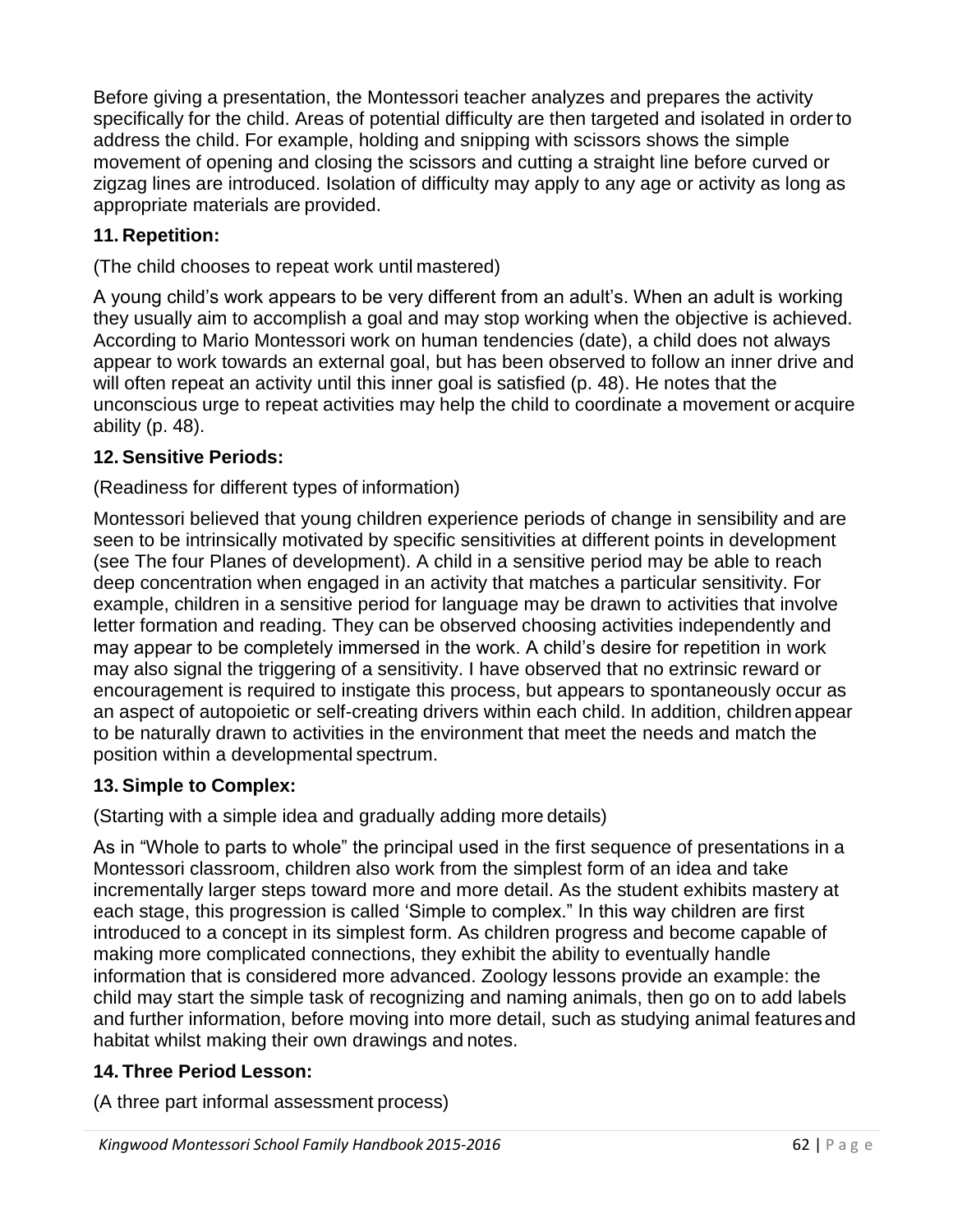Before giving a presentation, the Montessori teacher analyzes and prepares the activity specifically for the child. Areas of potential difficulty are then targeted and isolated in order to address the child. For example, holding and snipping with scissors shows the simple movement of opening and closing the scissors and cutting a straight line before curved or zigzag lines are introduced. Isolation of difficulty may apply to any age or activity as long as appropriate materials are provided.

### 11. Repetition:

(The child chooses to repeat work until mastered)

A young child's work appears to be very different from an adult's. When an adult is working they usually aim to accomplish a goal and may stop working when the objective is achieved. According to Mario Montessori work on human tendencies (date), a child does not always appear to work towards an external goal, but has been observed to follow an inner drive and will often repeat an activity until this inner goal is satisfied (p. 48). He notes that the unconscious urge to repeat activities may help the child to coordinate a movement or acquire ability (p. 48).

### 12. Sensitive Periods:

(Readiness for different types of information)

Montessori believed that young children experience periods of change in sensibility and are seen to be intrinsically motivated by specific sensitivities at different points in development (see The four Planes of development). A child in a sensitive period may be able to reach deep concentration when engaged in an activity that matches a particular sensitivity. For example, children in a sensitive period for language may be drawn to activities that involve letter formation and reading. They can be observed choosing activities independently and may appear to be completely immersed in the work. A child's desire for repetition in work may also signal the triggering of a sensitivity. I have observed that no extrinsic reward or encouragement is required to instigate this process, but appears to spontaneously occur as an aspect of autopoietic or self-creating drivers within each child. In addition, children appear to be naturally drawn to activities in the environment that meet the needs and match the position within a developmental spectrum.

### 13. Simple to Complex:

(Starting with a simple idea and gradually adding more details)

As in "Whole to parts to whole" the principal used in the first sequence of presentations in a Montessori classroom, children also work from the simplest form of an idea and take incrementally larger steps toward more and more detail. As the student exhibits mastery at each stage, this progression is called 'Simple to complex." In this way children are first introduced to a concept in its simplest form. As children progress and become capable of making more complicated connections, they exhibit the ability to eventually handle information that is considered more advanced. Zoology lessons provide an example: the child may start the simple task of recognizing and naming animals, then go on to add labels and further information, before moving into more detail, such as studying animal features and habitat whilst making their own drawings and notes.

### 14. Three Period Lesson:

(A three part informal assessment process)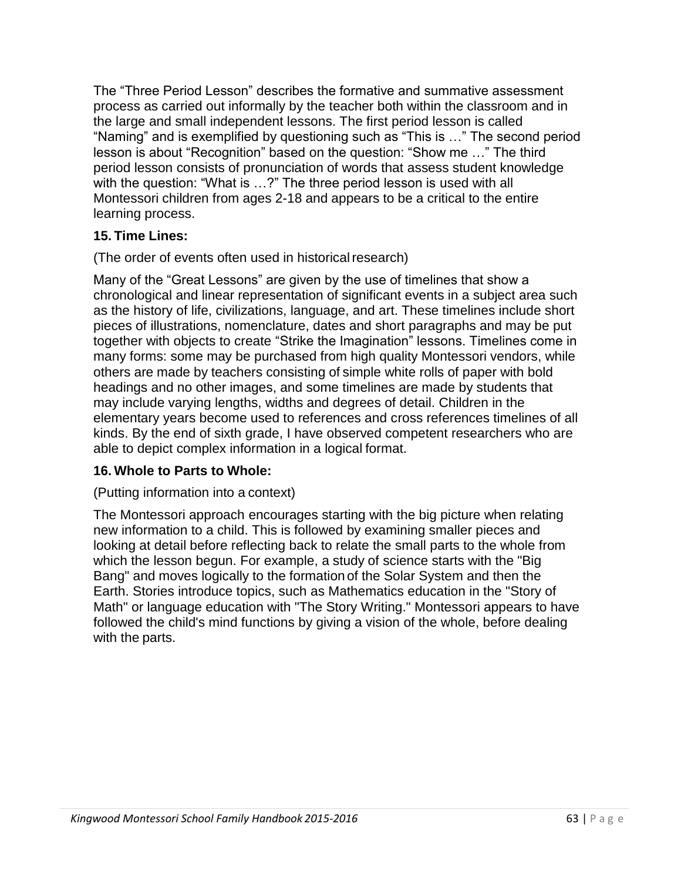The “Three Period Lesson” describes the formative and summative assessment process as carried out informally by the teacher both within the classroom and in the large and small independent lessons. The first period lesson is called “Naming” and is exemplified by questioning such as “This is …” The second period lesson is about “Recognition” based on the question: “Show me …” The third period lesson consists of pronunciation of words that assess student knowledge with the question: “What is …?” The three period lesson is used with all Montessori children from ages 2-18 and appears to be a critical to the entire learning process.

### 15. Time Lines:

(The order of events often used in historical research)

Many of the “Great Lessons” are given by the use of timelines that show a chronological and linear representation of significant events in a subject area such as the history of life, civilizations, language, and art. These timelines include short pieces of illustrations, nomenclature, dates and short paragraphs and may be put together with objects to create “Strike the Imagination” lessons. Timelines come in many forms: some may be purchased from high quality Montessori vendors, while others are made by teachers consisting of simple white rolls of paper with bold headings and no other images, and some timelines are made by students that may include varying lengths, widths and degrees of detail. Children in the elementary years become used to references and cross references timelines of all kinds. By the end of sixth grade, I have observed competent researchers who are able to depict complex information in a logical format.

### 16. Whole to Parts to Whole:

(Putting information into a context)

The Montessori approach encourages starting with the big picture when relating new information to a child. This is followed by examining smaller pieces and looking at detail before reflecting back to relate the small parts to the whole from which the lesson begun. For example, a study of science starts with the "Big Bang" and moves logically to the formation of the Solar System and then the Earth. Stories introduce topics, such as Mathematics education in the "Story of Math" or language education with "The Story Writing." Montessori appears to have followed the child's mind functions by giving a vision of the whole, before dealing with the parts.